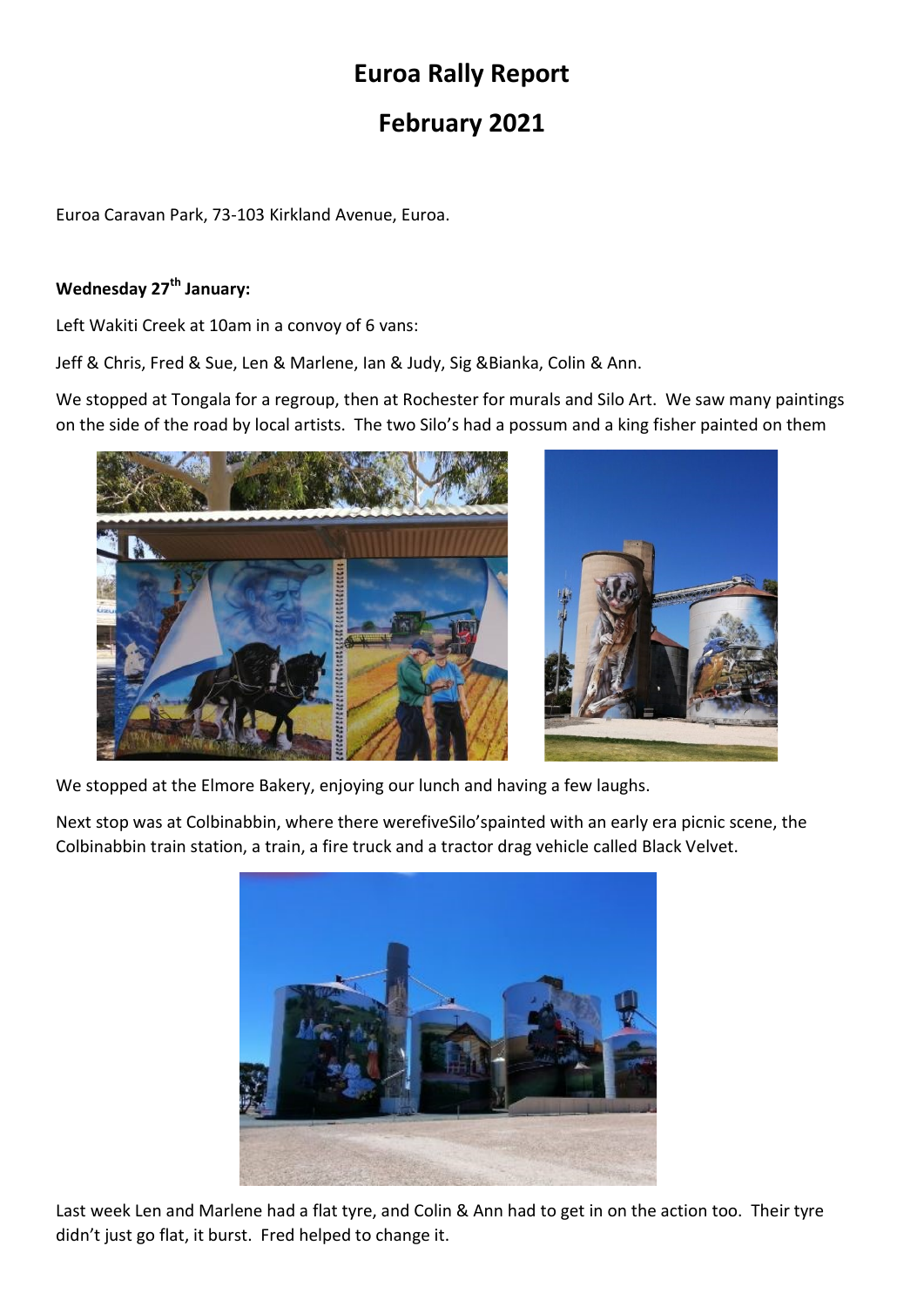# Euroa Rally Report

# February 2021

Euroa Caravan Park, 73-103 Kirkland Avenue, Euroa.

**Wednesday 27th January:**

Left Wakiti Creek at 10am in a convoy of 6 vans:

Jeff & Chris, Fred & Sue, Len & Marlene, Ian & Judy, Sig &Bianka, Colin & Ann.

We stopped at Tongala for a regroup, then at Rochester for murals and Silo Art. We saw many paintings on the side of the road by local artists. The two Silo's had a possum and a king fisher painted on them

We stopped at the Elmore Bakery, enjoying our lunch and having a few laughs.

Next stop was at Colbinabbin, where there werefiveSilo'spainted with an early era picnic scene, the Colbinabbin train station, a train, a fire truck and a tractor drag vehicle called Black Velvet.

Last week Len and Marlene had a flat tyre, and Colin & Ann had to get in on the action too. Their tyre didn't just go flat, it burst. Fred helped to change it.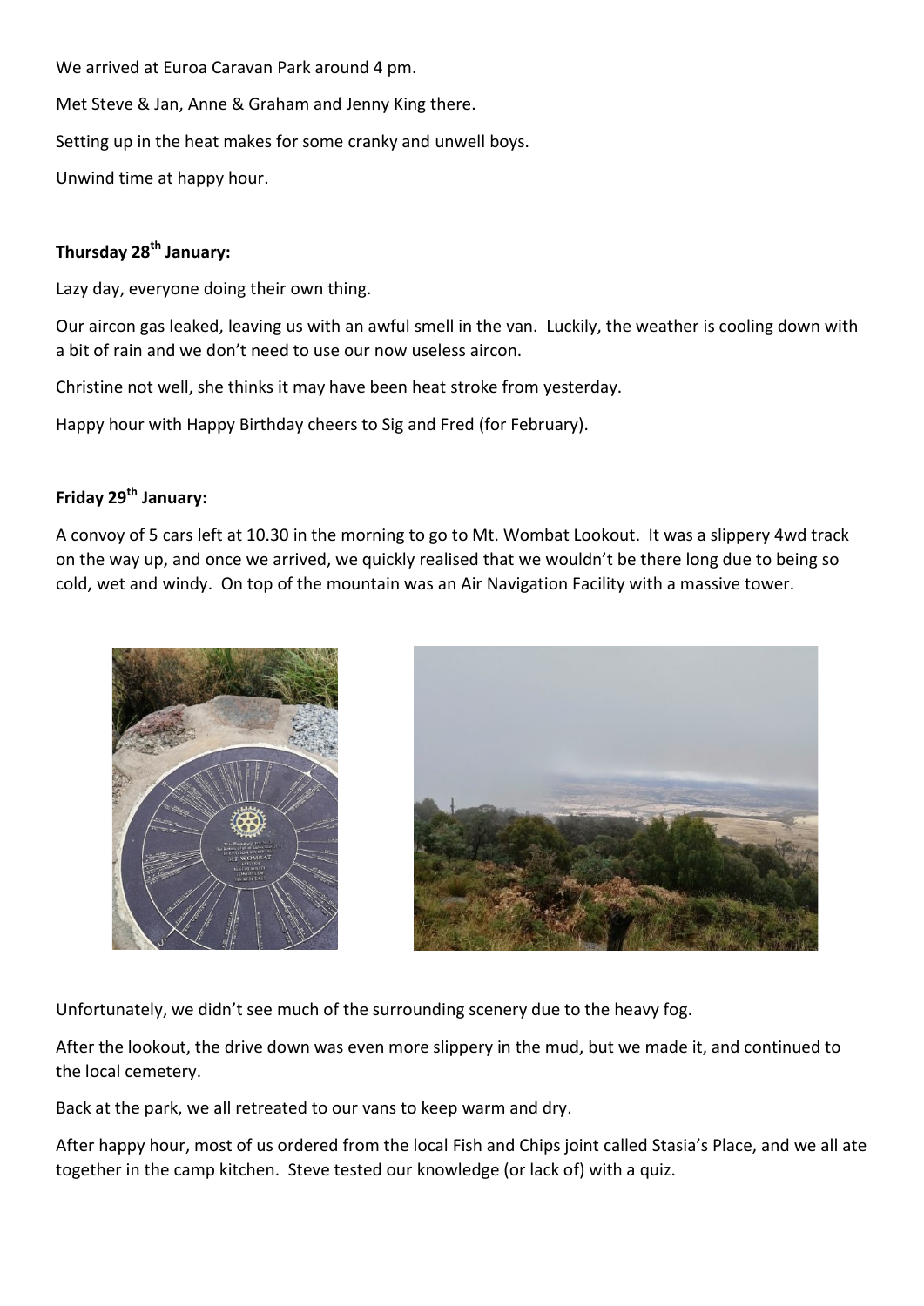We arrived at Euroa Caravan Park around 4 pm.

Met Steve & Jan, Anne & Graham and Jenny King there.

Setting up in the heat makes for some cranky and unwell boys.

Unwind time at happy hour.

**Thursday 28th January:**

Lazy day, everyone doing their own thing.

Our aircon gas leaked, leaving us with an awful smell in the van. Luckily, the weather is cooling down with a bit of rain and we don't need to use our now useless aircon.

Christine not well, she thinks it may have been heat stroke from yesterday.

Happy hour with Happy Birthday cheers to Sig and Fred (for February).

**Friday 29th January:**

A convoy of 5 cars left at 10.30 in the morning to go to Mt. Wombat Lookout. It was a slippery 4wd track on the way up, and once we arrived, we quickly realised that we wouldn't be there long due to being so cold, wet and windy. On top of the mountain was an Air Navigation Facility with a massive tower.

Unfortunately, we didn't see much of the surrounding scenery due to the heavy fog.

After the lookout, the drive down was even more slippery in the mud, but we made it, and continued to the local cemetery.

Back at the park, we all retreated to our vans to keep warm and dry.

After happy hour, most of us ordered from the local Fish and Chips joint called Stasia's Place, and we all ate together in the camp kitchen. Steve tested our knowledge (or lack of) with a quiz.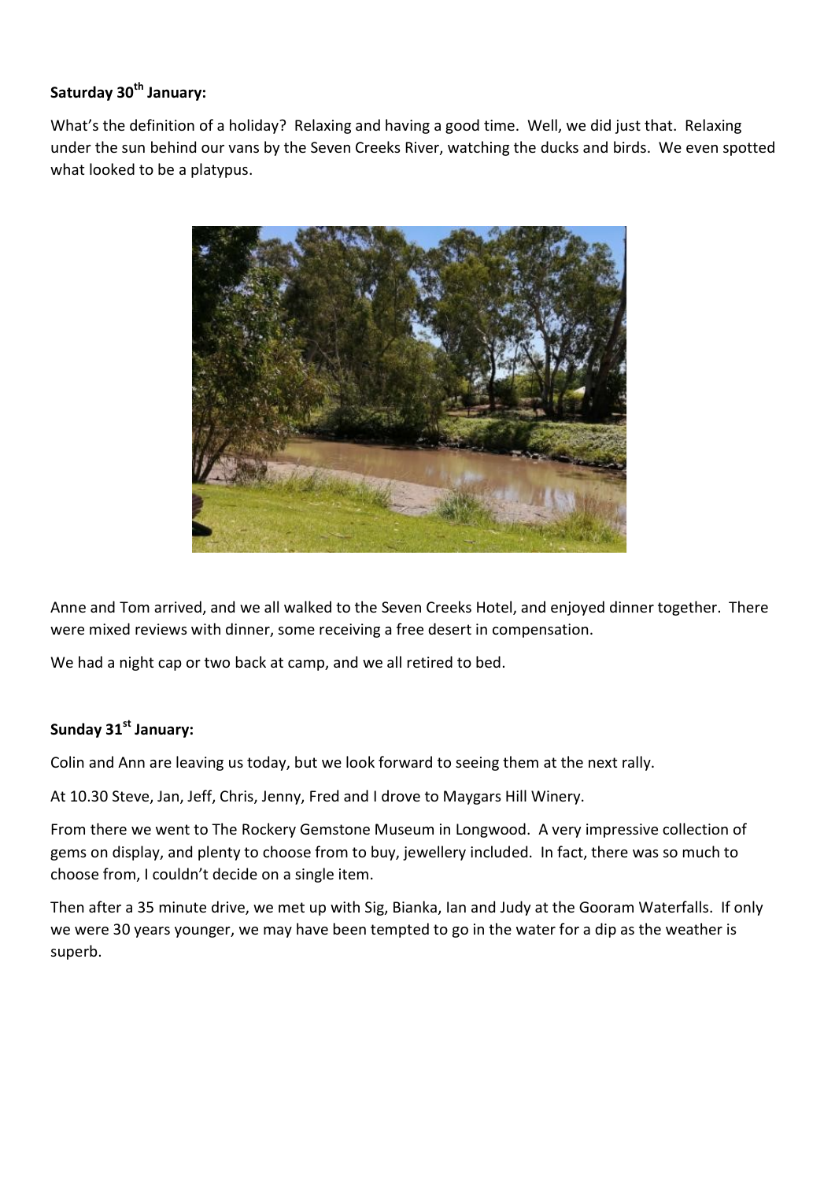**Saturday 30th January:**

What's the definition of a holiday? Relaxing and having a good time. Well, we did just that. Relaxing under the sun behind our vans by the Seven Creeks River, watching the ducks and birds. We even spotted what looked to be a platypus.

Anne and Tom arrived, and we all walked to the Seven Creeks Hotel, and enjoyed dinner together. There were mixed reviews with dinner, some receiving a free desert in compensation.

We had a night cap or two back at camp, and we all retired to bed.

**Sunday 31st January:**

Colin and Ann are leaving us today, but we look forward to seeing them at the next rally.

At 10.30 Steve, Jan, Jeff, Chris, Jenny, Fred and I drove to Maygars Hill Winery.

From there we went to The Rockery Gemstone Museum in Longwood. A very impressive collection of gems on display, and plenty to choose from to buy, jewellery included. In fact, there was so much to choose from, I couldn't decide on a single item.

Then after a 35 minute drive, we met up with Sig, Bianka, Ian and Judy at the Gooram Waterfalls. If only we were 30 years younger, we may have been tempted to go in the water for a dip as the weather is superb.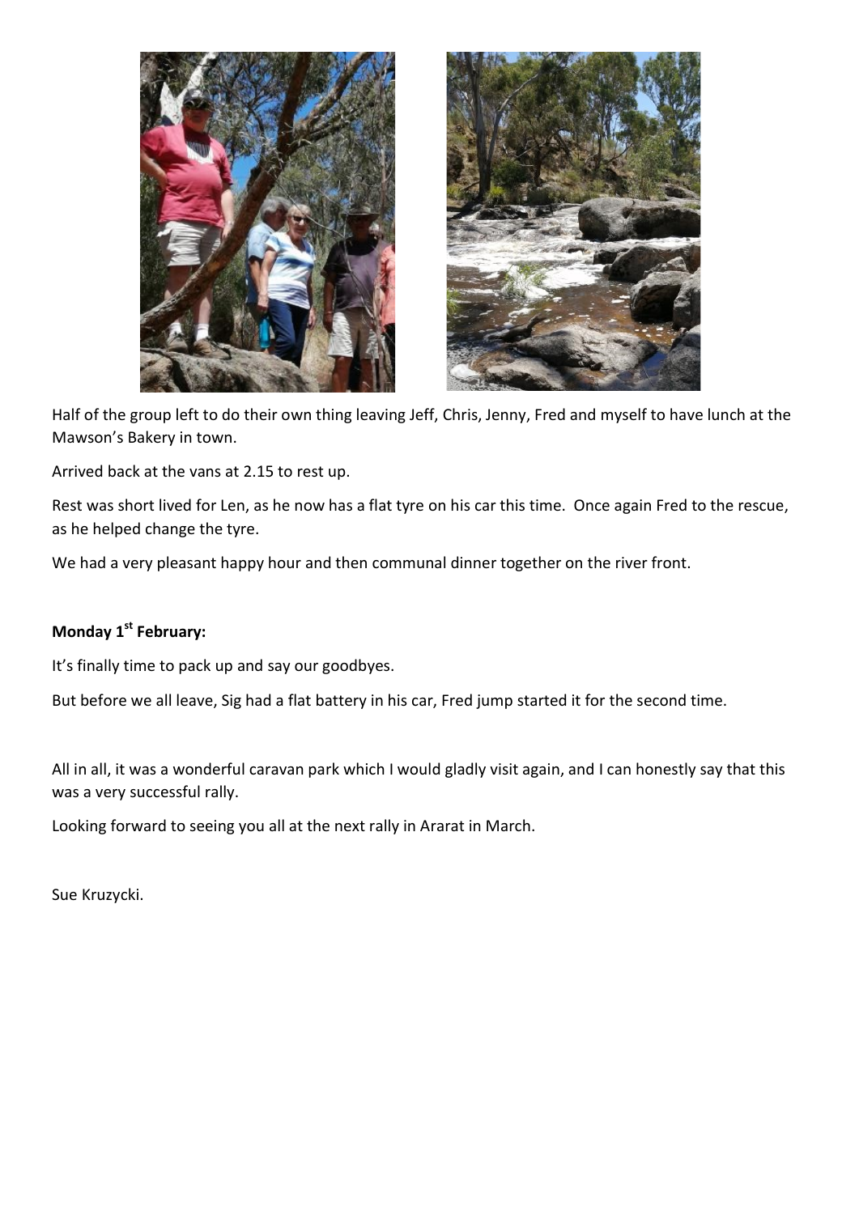Half of the group left to do their own thing leaving Jeff, Chris, Jenny, Fred and myself to have lunch at the Mawson's Bakery in town.

Arrived back at the vans at 2.15 to rest up.

Rest was short lived for Len, as he now has a flat tyre on his car this time. Once again Fred to the rescue, as he helped change the tyre.

We had a very pleasant happy hour and then communal dinner together on the river front.

**Monday 1st February:**

It's finally time to pack up and say our goodbyes.

But before we all leave, Sig had a flat battery in his car, Fred jump started it for the second time.

All in all, it was a wonderful caravan park which I would gladly visit again, and I can honestly say that this was a very successful rally.

Looking forward to seeing you all at the next rally in Ararat in March.

Sue Kruzycki.